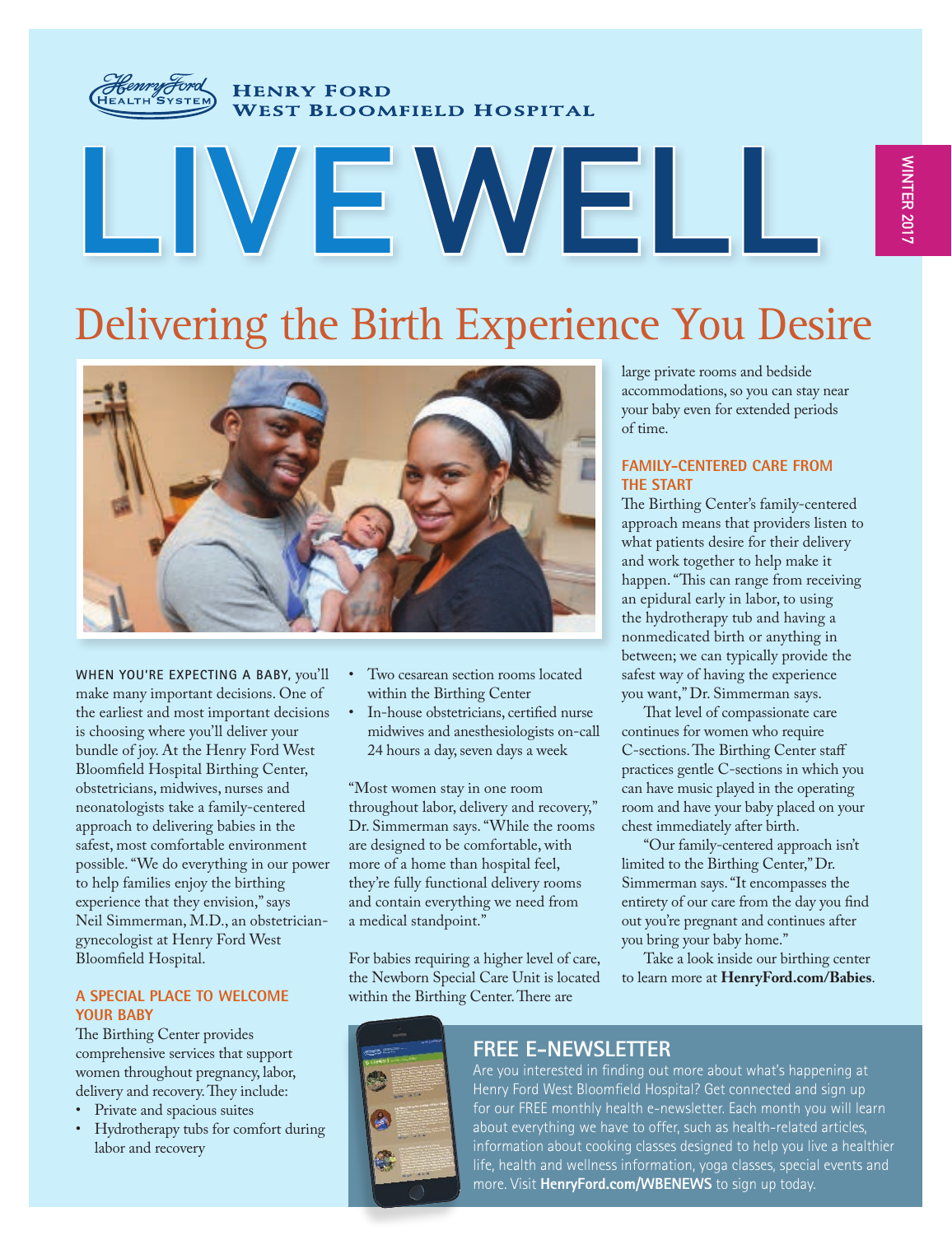Henry Ford Health System

HENRY FORD
WEST BLOOMFIELD HOSPITAL

# LIVE WELL

WINTER 2017

# Delivering the Birth Experience You Desire

**WHEN YOU'RE EXPECTING A BABY,** you'll make many important decisions. One of the earliest and most important decisions is choosing where you'll deliver your bundle of joy. At the Henry Ford West Bloomfield Hospital Birthing Center, obstetricians, midwives, nurses and neonatologists take a family-centered approach to delivering babies in the safest, most comfortable environment possible. "We do everything in our power to help families enjoy the birthing experience that they envision," says Neil Simmerman, M.D., an obstetrician-gynecologist at Henry Ford West Bloomfield Hospital.

## A SPECIAL PLACE TO WELCOME YOUR BABY

The Birthing Center provides comprehensive services that support women throughout pregnancy, labor, delivery and recovery. They include:

- Private and spacious suites
- Hydrotherapy tubs for comfort during labor and recovery
- Two cesarean section rooms located within the Birthing Center
- In-house obstetricians, certified nurse midwives and anesthesiologists on-call 24 hours a day, seven days a week

"Most women stay in one room throughout labor, delivery and recovery," Dr. Simmerman says. "While the rooms are designed to be comfortable, with more of a home than hospital feel, they're fully functional delivery rooms and contain everything we need from a medical standpoint."

For babies requiring a higher level of care, the Newborn Special Care Unit is located within the Birthing Center. There are large private rooms and bedside accommodations, so you can stay near your baby even for extended periods of time.

## FAMILY-CENTERED CARE FROM THE START

The Birthing Center's family-centered approach means that providers listen to what patients desire for their delivery and work together to help make it happen. "This can range from receiving an epidural early in labor, to using the hydrotherapy tub and having a nonmedicated birth or anything in between; we can typically provide the safest way of having the experience you want," Dr. Simmerman says.

That level of compassionate care continues for women who require C-sections. The Birthing Center staff practices gentle C-sections in which you can have music played in the operating room and have your baby placed on your chest immediately after birth.

"Our family-centered approach isn't limited to the Birthing Center," Dr. Simmerman says. "It encompasses the entirety of our care from the day you find out you're pregnant and continues after you bring your baby home."

Take a look inside our birthing center to learn more at **HenryFord.com/Babies**.

## FREE E-NEWSLETTER

Are you interested in finding out more about what's happening at Henry Ford West Bloomfield Hospital? Get connected and sign up for our FREE monthly health e-newsletter. Each month you will learn about everything we have to offer, such as health-related articles, information about cooking classes designed to help you live a healthier life, health and wellness information, yoga classes, special events and more. Visit **HenryFord.com/WBENEWS** to sign up today.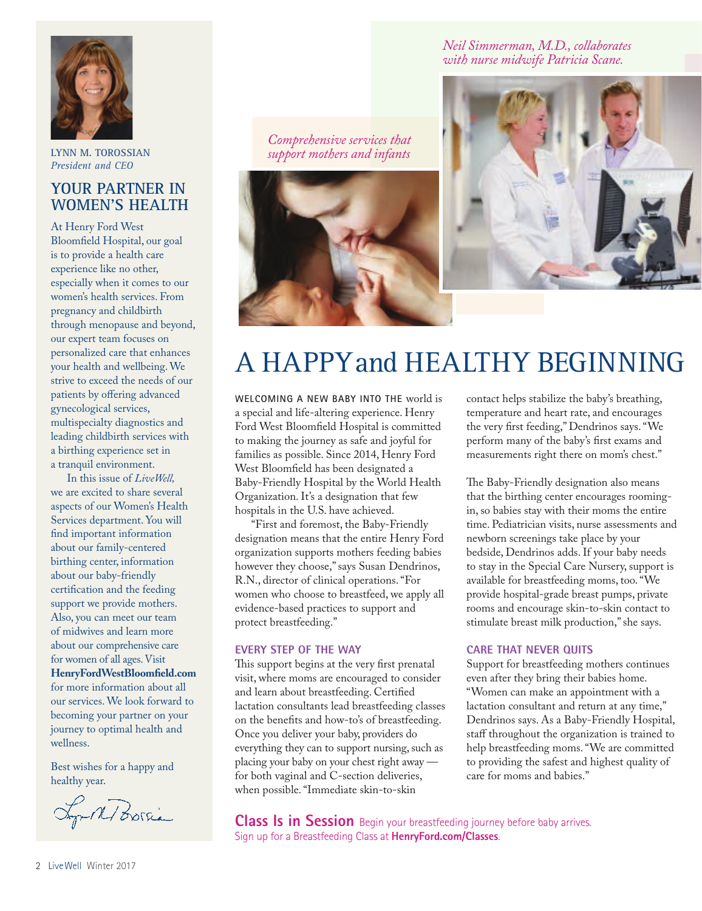LYNN M. TOROSSIAN
*President and CEO*

## YOUR PARTNER IN WOMEN'S HEALTH

At Henry Ford West Bloomfield Hospital, our goal is to provide a health care experience like no other, especially when it comes to our women's health services. From pregnancy and childbirth through menopause and beyond, our expert team focuses on personalized care that enhances your health and wellbeing. We strive to exceed the needs of our patients by offering advanced gynecological services, multispecialty diagnostics and leading childbirth services with a birthing experience set in a tranquil environment.

In this issue of *LiveWell,* we are excited to share several aspects of our Women's Health Services department. You will find important information about our family-centered birthing center, information about our baby-friendly certification and the feeding support we provide mothers. Also, you can meet our team of midwives and learn more about our comprehensive care for women of all ages. Visit **HenryFordWestBloomfield.com** for more information about all our services. We look forward to becoming your partner on your journey to optimal health and wellness.

Best wishes for a happy and healthy year.

*Comprehensive services that support mothers and infants*

*Neil Simmerman, M.D., collaborates with nurse midwife Patricia Scane.*

# A HAPPY and HEALTHY BEGINNING

WELCOMING A NEW BABY INTO THE world is a special and life-altering experience. Henry Ford West Bloomfield Hospital is committed to making the journey as safe and joyful for families as possible. Since 2014, Henry Ford West Bloomfield has been designated a Baby-Friendly Hospital by the World Health Organization. It's a designation that few hospitals in the U.S. have achieved.

"First and foremost, the Baby-Friendly designation means that the entire Henry Ford organization supports mothers feeding babies however they choose," says Susan Dendrinos, R.N., director of clinical operations. "For women who choose to breastfeed, we apply all evidence-based practices to support and protect breastfeeding."

### EVERY STEP OF THE WAY

This support begins at the very first prenatal visit, where moms are encouraged to consider and learn about breastfeeding. Certified lactation consultants lead breastfeeding classes on the benefits and how-to's of breastfeeding. Once you deliver your baby, providers do everything they can to support nursing, such as placing your baby on your chest right away — for both vaginal and C-section deliveries, when possible. "Immediate skin-to-skin contact helps stabilize the baby's breathing, temperature and heart rate, and encourages the very first feeding," Dendrinos says. "We perform many of the baby's first exams and measurements right there on mom's chest."

The Baby-Friendly designation also means that the birthing center encourages rooming-in, so babies stay with their moms the entire time. Pediatrician visits, nurse assessments and newborn screenings take place by your bedside, Dendrinos adds. If your baby needs to stay in the Special Care Nursery, support is available for breastfeeding moms, too. "We provide hospital-grade breast pumps, private rooms and encourage skin-to-skin contact to stimulate breast milk production," she says.

### CARE THAT NEVER QUITS

Support for breastfeeding mothers continues even after they bring their babies home. "Women can make an appointment with a lactation consultant and return at any time," Dendrinos says. As a Baby-Friendly Hospital, staff throughout the organization is trained to help breastfeeding moms. "We are committed to providing the safest and highest quality of care for moms and babies."

**Class Is in Session** Begin your breastfeeding journey before baby arrives. Sign up for a Breastfeeding Class at **HenryFord.com/Classes**.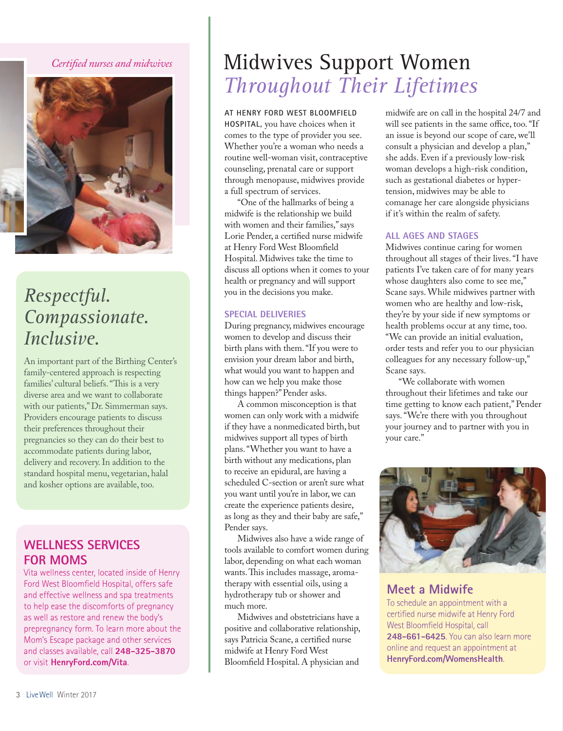# Midwives Support Women *Throughout Their Lifetimes*

**AT HENRY FORD WEST BLOOMFIELD HOSPITAL,** you have choices when it comes to the type of provider you see. Whether you're a woman who needs a routine well-woman visit, contraceptive counseling, prenatal care or support through menopause, midwives provide a full spectrum of services.

"One of the hallmarks of being a midwife is the relationship we build with women and their families," says Lorie Pender, a certified nurse midwife at Henry Ford West Bloomfield Hospital. Midwives take the time to discuss all options when it comes to your health or pregnancy and will support you in the decisions you make.

## SPECIAL DELIVERIES

During pregnancy, midwives encourage women to develop and discuss their birth plans with them. "If you were to envision your dream labor and birth, what would you want to happen and how can we help you make those things happen?" Pender asks.

A common misconception is that women can only work with a midwife if they have a nonmedicated birth, but midwives support all types of birth plans. "Whether you want to have a birth without any medications, plan to receive an epidural, are having a scheduled C-section or aren't sure what you want until you're in labor, we can create the experience patients desire, as long as they and their baby are safe," Pender says.

Midwives also have a wide range of tools available to comfort women during labor, depending on what each woman wants. This includes massage, aromatherapy with essential oils, using a hydrotherapy tub or shower and much more.

Midwives and obstetricians have a positive and collaborative relationship, says Patricia Scane, a certified nurse midwife at Henry Ford West Bloomfield Hospital. A physician and midwife are on call in the hospital 24/7 and will see patients in the same office, too. "If an issue is beyond our scope of care, we'll consult a physician and develop a plan," she adds. Even if a previously low-risk woman develops a high-risk condition, such as gestational diabetes or hypertension, midwives may be able to comanage her care alongside physicians if it's within the realm of safety.

## ALL AGES AND STAGES

Midwives continue caring for women throughout all stages of their lives. "I have patients I've taken care of for many years whose daughters also come to see me," Scane says. While midwives partner with women who are healthy and low-risk, they're by your side if new symptoms or health problems occur at any time, too. "We can provide an initial evaluation, order tests and refer you to our physician colleagues for any necessary follow-up," Scane says.

"We collaborate with women throughout their lifetimes and take our time getting to know each patient," Pender says. "We're there with you throughout your journey and to partner with you in your care."

## Meet a Midwife

To schedule an appointment with a certified nurse midwife at Henry Ford West Bloomfield Hospital, call **248-661-6425**. You can also learn more online and request an appointment at **HenryFord.com/WomensHealth**.

*Certified nurses and midwives*

## *Respectful. Compassionate. Inclusive.*

An important part of the Birthing Center's family-centered approach is respecting families' cultural beliefs. "This is a very diverse area and we want to collaborate with our patients," Dr. Simmerman says. Providers encourage patients to discuss their preferences throughout their pregnancies so they can do their best to accommodate patients during labor, delivery and recovery. In addition to the standard hospital menu, vegetarian, halal and kosher options are available, too.

## WELLNESS SERVICES FOR MOMS

Vita wellness center, located inside of Henry Ford West Bloomfield Hospital, offers safe and effective wellness and spa treatments to help ease the discomforts of pregnancy as well as restore and renew the body's prepregnancy form. To learn more about the Mom's Escape package and other services and classes available, call **248-325-3870** or visit **HenryFord.com/Vita**.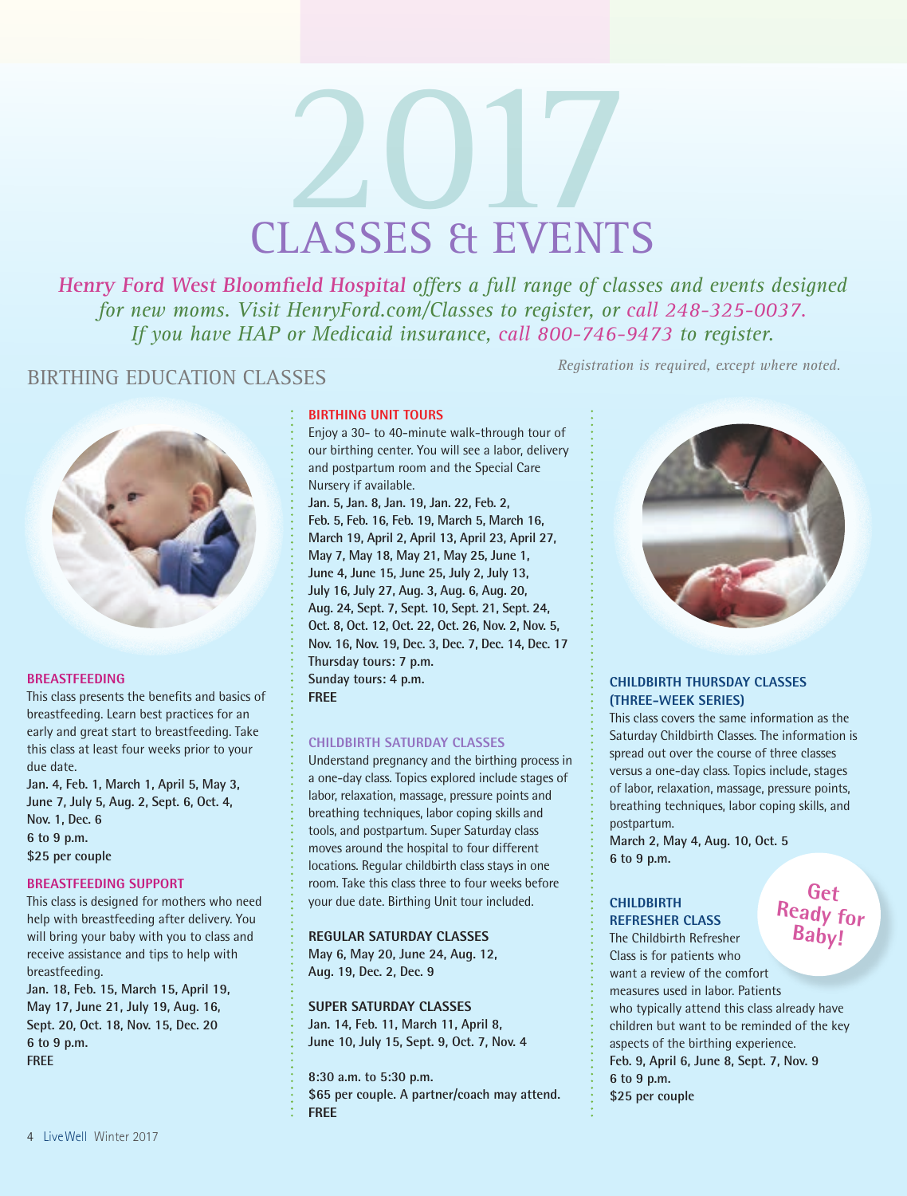# 2017 CLASSES & EVENTS

*Henry Ford West Bloomfield Hospital offers a full range of classes and events designed for new moms. Visit HenryFord.com/Classes to register, or call 248-325-0037. If you have HAP or Medicaid insurance, call 800-746-9473 to register.*

*Registration is required, except where noted.*

## BIRTHING EDUCATION CLASSES

### BREASTFEEDING

This class presents the benefits and basics of breastfeeding. Learn best practices for an early and great start to breastfeeding. Take this class at least four weeks prior to your due date.

**Jan. 4, Feb. 1, March 1, April 5, May 3, June 7, July 5, Aug. 2, Sept. 6, Oct. 4, Nov. 1, Dec. 6**
**6 to 9 p.m.**
**$25 per couple**

### BREASTFEEDING SUPPORT

This class is designed for mothers who need help with breastfeeding after delivery. You will bring your baby with you to class and receive assistance and tips to help with breastfeeding.

**Jan. 18, Feb. 15, March 15, April 19, May 17, June 21, July 19, Aug. 16, Sept. 20, Oct. 18, Nov. 15, Dec. 20**
**6 to 9 p.m.**
**FREE**

### BIRTHING UNIT TOURS

Enjoy a 30- to 40-minute walk-through tour of our birthing center. You will see a labor, delivery and postpartum room and the Special Care Nursery if available.

**Jan. 5, Jan. 8, Jan. 19, Jan. 22, Feb. 2, Feb. 5, Feb. 16, Feb. 19, March 5, March 16, March 19, April 2, April 13, April 23, April 27, May 7, May 18, May 21, May 25, June 1, June 4, June 15, June 25, July 2, July 13, July 16, July 27, Aug. 3, Aug. 6, Aug. 20, Aug. 24, Sept. 7, Sept. 10, Sept. 21, Sept. 24, Oct. 8, Oct. 12, Oct. 22, Oct. 26, Nov. 2, Nov. 5, Nov. 16, Nov. 19, Dec. 3, Dec. 7, Dec. 14, Dec. 17**
**Thursday tours: 7 p.m.**
**Sunday tours: 4 p.m.**
**FREE**

### CHILDBIRTH SATURDAY CLASSES

Understand pregnancy and the birthing process in a one-day class. Topics explored include stages of labor, relaxation, massage, pressure points and breathing techniques, labor coping skills and tools, and postpartum. Super Saturday class moves around the hospital to four different locations. Regular childbirth class stays in one room. Take this class three to four weeks before your due date. Birthing Unit tour included.

**REGULAR SATURDAY CLASSES**
**May 6, May 20, June 24, Aug. 12, Aug. 19, Dec. 2, Dec. 9**

**SUPER SATURDAY CLASSES**
**Jan. 14, Feb. 11, March 11, April 8, June 10, July 15, Sept. 9, Oct. 7, Nov. 4**

**8:30 a.m. to 5:30 p.m.**
**$65 per couple. A partner/coach may attend.**
**FREE**

### CHILDBIRTH THURSDAY CLASSES (THREE-WEEK SERIES)

This class covers the same information as the Saturday Childbirth Classes. The information is spread out over the course of three classes versus a one-day class. Topics include, stages of labor, relaxation, massage, pressure points, breathing techniques, labor coping skills, and postpartum.

**March 2, May 4, Aug. 10, Oct. 5**
**6 to 9 p.m.**

**Get Ready for Baby!**

### CHILDBIRTH REFRESHER CLASS

The Childbirth Refresher Class is for patients who want a review of the comfort measures used in labor. Patients who typically attend this class already have children but want to be reminded of the key aspects of the birthing experience.

**Feb. 9, April 6, June 8, Sept. 7, Nov. 9**
**6 to 9 p.m.**
**$25 per couple**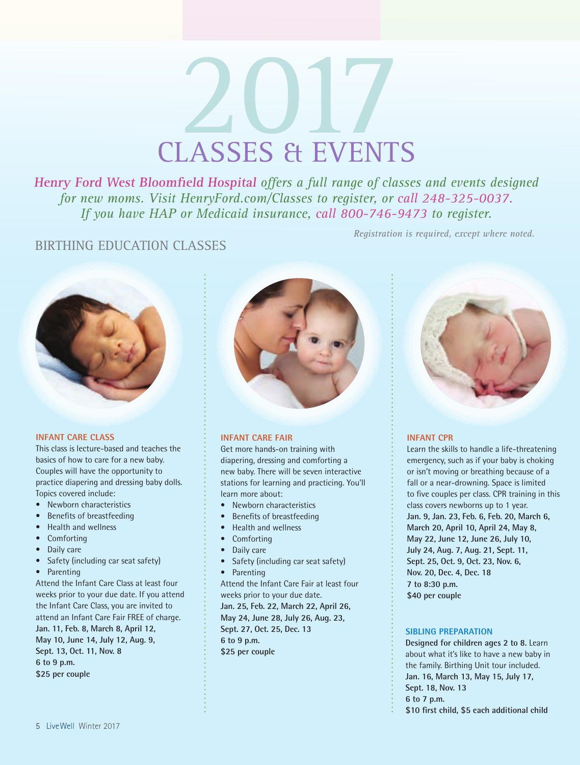# 2017

# CLASSES & EVENTS

*Henry Ford West Bloomfield Hospital offers a full range of classes and events designed for new moms. Visit HenryFord.com/Classes to register, or call 248-325-0037. If you have HAP or Medicaid insurance, call 800-746-9473 to register.*

*Registration is required, except where noted.*

## BIRTHING EDUCATION CLASSES

### INFANT CARE CLASS

This class is lecture-based and teaches the basics of how to care for a new baby. Couples will have the opportunity to practice diapering and dressing baby dolls. Topics covered include:

- Newborn characteristics
- Benefits of breastfeeding
- Health and wellness
- Comforting
- Daily care
- Safety (including car seat safety)
- Parenting

Attend the Infant Care Class at least four weeks prior to your due date. If you attend the Infant Care Class, you are invited to attend an Infant Care Fair FREE of charge.

**Jan. 11, Feb. 8, March 8, April 12, May 10, June 14, July 12, Aug. 9, Sept. 13, Oct. 11, Nov. 8**
**6 to 9 p.m.**
**$25 per couple**

### INFANT CARE FAIR

Get more hands-on training with diapering, dressing and comforting a new baby. There will be seven interactive stations for learning and practicing. You'll learn more about:

- Newborn characteristics
- Benefits of breastfeeding
- Health and wellness
- Comforting
- Daily care
- Safety (including car seat safety)
- Parenting

Attend the Infant Care Fair at least four weeks prior to your due date.

**Jan. 25, Feb. 22, March 22, April 26, May 24, June 28, July 26, Aug. 23, Sept. 27, Oct. 25, Dec. 13**
**6 to 9 p.m.**
**$25 per couple**

### INFANT CPR

Learn the skills to handle a life-threatening emergency, such as if your baby is choking or isn't moving or breathing because of a fall or a near-drowning. Space is limited to five couples per class. CPR training in this class covers newborns up to 1 year.

**Jan. 9, Jan. 23, Feb. 6, Feb. 20, March 6, March 20, April 10, April 24, May 8, May 22, June 12, June 26, July 10, July 24, Aug. 7, Aug. 21, Sept. 11, Sept. 25, Oct. 9, Oct. 23, Nov. 6, Nov. 20, Dec. 4, Dec. 18**
**7 to 8:30 p.m.**
**$40 per couple**

### SIBLING PREPARATION

**Designed for children ages 2 to 8.** Learn about what it's like to have a new baby in the family. Birthing Unit tour included.

**Jan. 16, March 13, May 15, July 17, Sept. 18, Nov. 13**
**6 to 7 p.m.**
**$10 first child, $5 each additional child**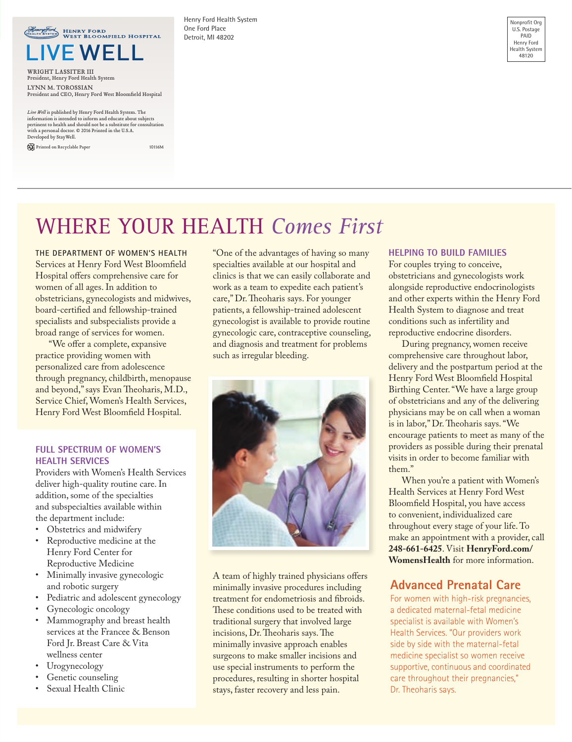Henry Ford Health System
West Bloomfield Hospital

# LIVE WELL

WRIGHT LASSITER III
President, Henry Ford Health System

LYNN M. TOROSSIAN
President and CEO, Henry Ford West Bloomfield Hospital

*Live Well* is published by Henry Ford Health System. The information is intended to inform and educate about subjects pertinent to health and should not be a substitute for consultation with a personal doctor. © 2016 Printed in the U.S.A. Developed by StayWell.

Printed on Recyclable Paper

10116M

Henry Ford Health System
One Ford Place
Detroit, MI 48202

Nonprofit Org
U.S. Postage
PAID
Henry Ford
Health System
48120

# WHERE YOUR HEALTH *Comes First*

THE DEPARTMENT OF WOMEN'S HEALTH Services at Henry Ford West Bloomfield Hospital offers comprehensive care for women of all ages. In addition to obstetricians, gynecologists and midwives, board-certified and fellowship-trained specialists and subspecialists provide a broad range of services for women.

"We offer a complete, expansive practice providing women with personalized care from adolescence through pregnancy, childbirth, menopause and beyond," says Evan Theoharis, M.D., Service Chief, Women's Health Services, Henry Ford West Bloomfield Hospital.

## FULL SPECTRUM OF WOMEN'S HEALTH SERVICES

Providers with Women's Health Services deliver high-quality routine care. In addition, some of the specialties and subspecialties available within the department include:

- Obstetrics and midwifery
- Reproductive medicine at the Henry Ford Center for Reproductive Medicine
- Minimally invasive gynecologic and robotic surgery
- Pediatric and adolescent gynecology
- Gynecologic oncology
- Mammography and breast health services at the Francee & Benson Ford Jr. Breast Care & Vita wellness center
- Urogynecology
- Genetic counseling
- Sexual Health Clinic

"One of the advantages of having so many specialties available at our hospital and clinics is that we can easily collaborate and work as a team to expedite each patient's care," Dr. Theoharis says. For younger patients, a fellowship-trained adolescent gynecologist is available to provide routine gynecologic care, contraceptive counseling, and diagnosis and treatment for problems such as irregular bleeding.

A team of highly trained physicians offers minimally invasive procedures including treatment for endometriosis and fibroids. These conditions used to be treated with traditional surgery that involved large incisions, Dr. Theoharis says. The minimally invasive approach enables surgeons to make smaller incisions and use special instruments to perform the procedures, resulting in shorter hospital stays, faster recovery and less pain.

## HELPING TO BUILD FAMILIES

For couples trying to conceive, obstetricians and gynecologists work alongside reproductive endocrinologists and other experts within the Henry Ford Health System to diagnose and treat conditions such as infertility and reproductive endocrine disorders.

During pregnancy, women receive comprehensive care throughout labor, delivery and the postpartum period at the Henry Ford West Bloomfield Hospital Birthing Center. "We have a large group of obstetricians and any of the delivering physicians may be on call when a woman is in labor," Dr. Theoharis says. "We encourage patients to meet as many of the providers as possible during their prenatal visits in order to become familiar with them."

When you're a patient with Women's Health Services at Henry Ford West Bloomfield Hospital, you have access to convenient, individualized care throughout every stage of your life. To make an appointment with a provider, call **248-661-6425**. Visit **HenryFord.com/WomensHealth** for more information.

## Advanced Prenatal Care

For women with high-risk pregnancies, a dedicated maternal-fetal medicine specialist is available with Women's Health Services. "Our providers work side by side with the maternal-fetal medicine specialist so women receive supportive, continuous and coordinated care throughout their pregnancies," Dr. Theoharis says.